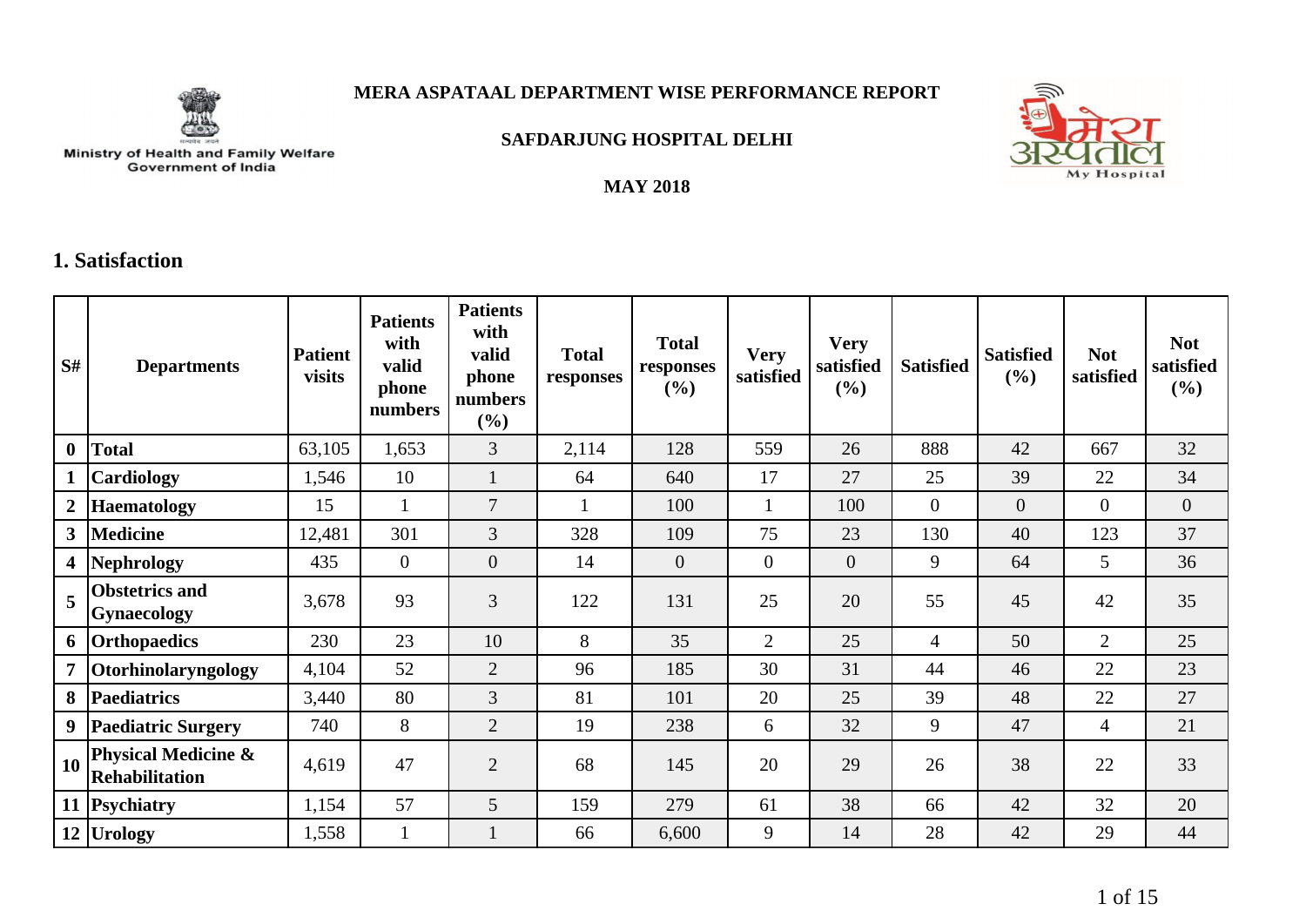Ministry of Health and Family Welfare
Government of India

# MERA ASPATAAL DEPARTMENT WISE PERFORMANCE REPORT

## SAFDARJUNG HOSPITAL DELHI

### MAY 2018

## 1. Satisfaction

| S# | Departments | Patient visits | Patients with valid phone numbers | Patients with valid phone numbers (%) | Total responses | Total responses (%) | Very satisfied | Very satisfied (%) | Satisfied | Satisfied (%) | Not satisfied | Not satisfied (%) |
|---|---|---|---|---|---|---|---|---|---|---|---|---|
| 0 | Total | 63,105 | 1,653 | 3 | 2,114 | 128 | 559 | 26 | 888 | 42 | 667 | 32 |
| 1 | Cardiology | 1,546 | 10 | 1 | 64 | 640 | 17 | 27 | 25 | 39 | 22 | 34 |
| 2 | Haematology | 15 | 1 | 7 | 1 | 100 | 1 | 100 | 0 | 0 | 0 | 0 |
| 3 | Medicine | 12,481 | 301 | 3 | 328 | 109 | 75 | 23 | 130 | 40 | 123 | 37 |
| 4 | Nephrology | 435 | 0 | 0 | 14 | 0 | 0 | 0 | 9 | 64 | 5 | 36 |
| 5 | Obstetrics and Gynaecology | 3,678 | 93 | 3 | 122 | 131 | 25 | 20 | 55 | 45 | 42 | 35 |
| 6 | Orthopaedics | 230 | 23 | 10 | 8 | 35 | 2 | 25 | 4 | 50 | 2 | 25 |
| 7 | Otorhinolaryngology | 4,104 | 52 | 2 | 96 | 185 | 30 | 31 | 44 | 46 | 22 | 23 |
| 8 | Paediatrics | 3,440 | 80 | 3 | 81 | 101 | 20 | 25 | 39 | 48 | 22 | 27 |
| 9 | Paediatric Surgery | 740 | 8 | 2 | 19 | 238 | 6 | 32 | 9 | 47 | 4 | 21 |
| 10 | Physical Medicine & Rehabilitation | 4,619 | 47 | 2 | 68 | 145 | 20 | 29 | 26 | 38 | 22 | 33 |
| 11 | Psychiatry | 1,154 | 57 | 5 | 159 | 279 | 61 | 38 | 66 | 42 | 32 | 20 |
| 12 | Urology | 1,558 | 1 | 1 | 66 | 6,600 | 9 | 14 | 28 | 42 | 29 | 44 |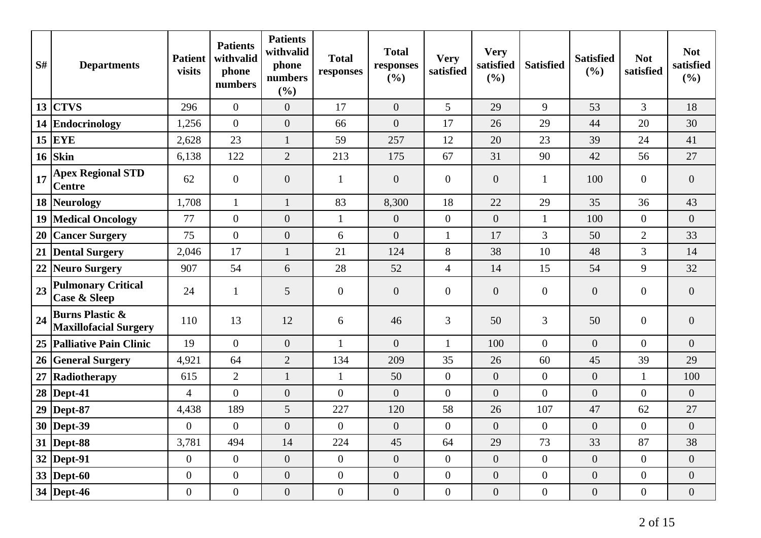| S# | Departments | Patient visits | Patients withvalid phone numbers | Patients withvalid phone numbers (%) | Total responses | Total responses (%) | Very satisfied | Very satisfied (%) | Satisfied | Satisfied (%) | Not satisfied | Not satisfied (%) |
|---|---|---|---|---|---|---|---|---|---|---|---|---|
| 13 | **CTVS** | 296 | 0 | 0 | 17 | 0 | 5 | 29 | 9 | 53 | 3 | 18 |
| 14 | **Endocrinology** | 1,256 | 0 | 0 | 66 | 0 | 17 | 26 | 29 | 44 | 20 | 30 |
| 15 | **EYE** | 2,628 | 23 | 1 | 59 | 257 | 12 | 20 | 23 | 39 | 24 | 41 |
| 16 | **Skin** | 6,138 | 122 | 2 | 213 | 175 | 67 | 31 | 90 | 42 | 56 | 27 |
| 17 | **Apex Regional STD Centre** | 62 | 0 | 0 | 1 | 0 | 0 | 0 | 1 | 100 | 0 | 0 |
| 18 | **Neurology** | 1,708 | 1 | 1 | 83 | 8,300 | 18 | 22 | 29 | 35 | 36 | 43 |
| 19 | **Medical Oncology** | 77 | 0 | 0 | 1 | 0 | 0 | 0 | 1 | 100 | 0 | 0 |
| 20 | **Cancer Surgery** | 75 | 0 | 0 | 6 | 0 | 1 | 17 | 3 | 50 | 2 | 33 |
| 21 | **Dental Surgery** | 2,046 | 17 | 1 | 21 | 124 | 8 | 38 | 10 | 48 | 3 | 14 |
| 22 | **Neuro Surgery** | 907 | 54 | 6 | 28 | 52 | 4 | 14 | 15 | 54 | 9 | 32 |
| 23 | **Pulmonary Critical Case & Sleep** | 24 | 1 | 5 | 0 | 0 | 0 | 0 | 0 | 0 | 0 | 0 |
| 24 | **Burns Plastic & Maxillofacial Surgery** | 110 | 13 | 12 | 6 | 46 | 3 | 50 | 3 | 50 | 0 | 0 |
| 25 | **Palliative Pain Clinic** | 19 | 0 | 0 | 1 | 0 | 1 | 100 | 0 | 0 | 0 | 0 |
| 26 | **General Surgery** | 4,921 | 64 | 2 | 134 | 209 | 35 | 26 | 60 | 45 | 39 | 29 |
| 27 | **Radiotherapy** | 615 | 2 | 1 | 1 | 50 | 0 | 0 | 0 | 0 | 1 | 100 |
| 28 | **Dept-41** | 4 | 0 | 0 | 0 | 0 | 0 | 0 | 0 | 0 | 0 | 0 |
| 29 | **Dept-87** | 4,438 | 189 | 5 | 227 | 120 | 58 | 26 | 107 | 47 | 62 | 27 |
| 30 | **Dept-39** | 0 | 0 | 0 | 0 | 0 | 0 | 0 | 0 | 0 | 0 | 0 |
| 31 | **Dept-88** | 3,781 | 494 | 14 | 224 | 45 | 64 | 29 | 73 | 33 | 87 | 38 |
| 32 | **Dept-91** | 0 | 0 | 0 | 0 | 0 | 0 | 0 | 0 | 0 | 0 | 0 |
| 33 | **Dept-60** | 0 | 0 | 0 | 0 | 0 | 0 | 0 | 0 | 0 | 0 | 0 |
| 34 | **Dept-46** | 0 | 0 | 0 | 0 | 0 | 0 | 0 | 0 | 0 | 0 | 0 |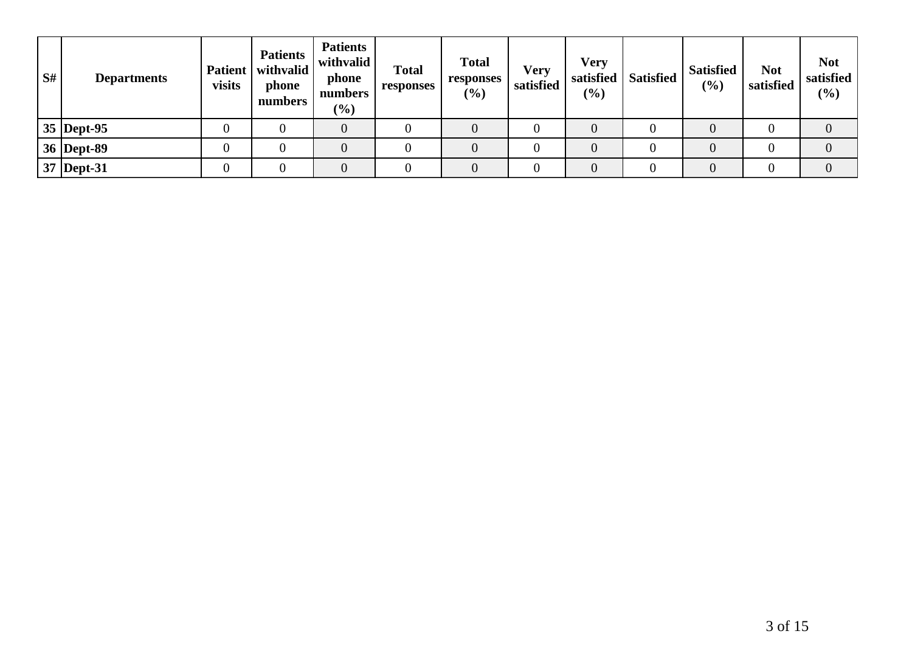| S# | Departments | Patient visits | Patients withvalid phone numbers | Patients withvalid phone numbers (%) | Total responses | Total responses (%) | Very satisfied | Very satisfied (%) | Satisfied | Satisfied (%) | Not satisfied | Not satisfied (%) |
|---|---|---|---|---|---|---|---|---|---|---|---|---|
| 35 | Dept-95 | 0 | 0 | 0 | 0 | 0 | 0 | 0 | 0 | 0 | 0 | 0 |
| 36 | Dept-89 | 0 | 0 | 0 | 0 | 0 | 0 | 0 | 0 | 0 | 0 | 0 |
| 37 | Dept-31 | 0 | 0 | 0 | 0 | 0 | 0 | 0 | 0 | 0 | 0 | 0 |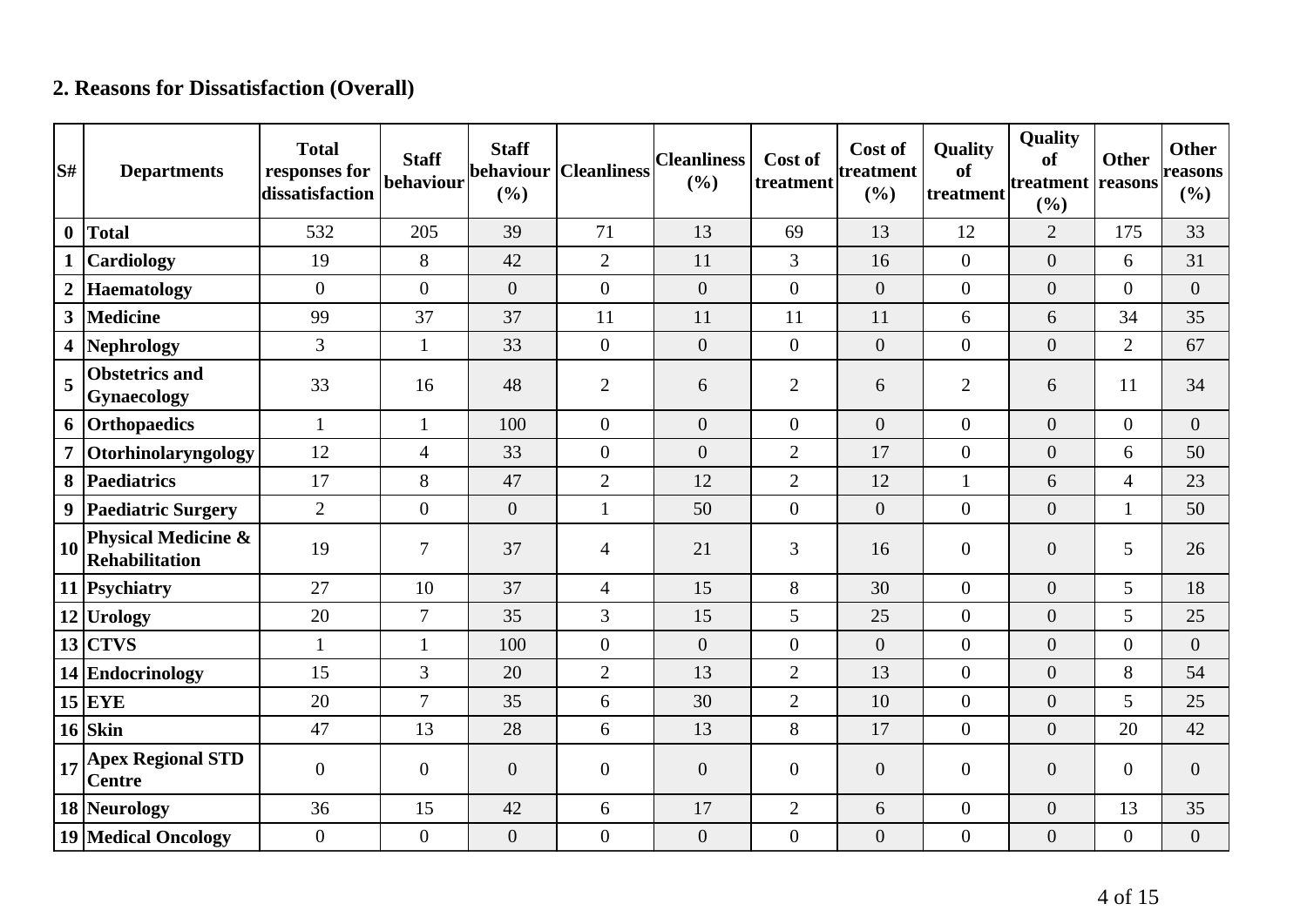## 2. Reasons for Dissatisfaction (Overall)

| S# | Departments | Total responses for dissatisfaction | Staff behaviour | Staff behaviour (%) | Cleanliness | Cleanliness (%) | Cost of treatment | Cost of treatment (%) | Quality of treatment | Quality of treatment (%) | Other reasons | Other reasons (%) |
|---|---|---|---|---|---|---|---|---|---|---|---|---|
| **0** | **Total** | 532 | 205 | 39 | 71 | 13 | 69 | 13 | 12 | 2 | 175 | 33 |
| **1** | **Cardiology** | 19 | 8 | 42 | 2 | 11 | 3 | 16 | 0 | 0 | 6 | 31 |
| **2** | **Haematology** | 0 | 0 | 0 | 0 | 0 | 0 | 0 | 0 | 0 | 0 | 0 |
| **3** | **Medicine** | 99 | 37 | 37 | 11 | 11 | 11 | 11 | 6 | 6 | 34 | 35 |
| **4** | **Nephrology** | 3 | 1 | 33 | 0 | 0 | 0 | 0 | 0 | 0 | 2 | 67 |
| **5** | **Obstetrics and Gynaecology** | 33 | 16 | 48 | 2 | 6 | 2 | 6 | 2 | 6 | 11 | 34 |
| **6** | **Orthopaedics** | 1 | 1 | 100 | 0 | 0 | 0 | 0 | 0 | 0 | 0 | 0 |
| **7** | **Otorhinolaryngology** | 12 | 4 | 33 | 0 | 0 | 2 | 17 | 0 | 0 | 6 | 50 |
| **8** | **Paediatrics** | 17 | 8 | 47 | 2 | 12 | 2 | 12 | 1 | 6 | 4 | 23 |
| **9** | **Paediatric Surgery** | 2 | 0 | 0 | 1 | 50 | 0 | 0 | 0 | 0 | 1 | 50 |
| **10** | **Physical Medicine & Rehabilitation** | 19 | 7 | 37 | 4 | 21 | 3 | 16 | 0 | 0 | 5 | 26 |
| **11** | **Psychiatry** | 27 | 10 | 37 | 4 | 15 | 8 | 30 | 0 | 0 | 5 | 18 |
| **12** | **Urology** | 20 | 7 | 35 | 3 | 15 | 5 | 25 | 0 | 0 | 5 | 25 |
| **13** | **CTVS** | 1 | 1 | 100 | 0 | 0 | 0 | 0 | 0 | 0 | 0 | 0 |
| **14** | **Endocrinology** | 15 | 3 | 20 | 2 | 13 | 2 | 13 | 0 | 0 | 8 | 54 |
| **15** | **EYE** | 20 | 7 | 35 | 6 | 30 | 2 | 10 | 0 | 0 | 5 | 25 |
| **16** | **Skin** | 47 | 13 | 28 | 6 | 13 | 8 | 17 | 0 | 0 | 20 | 42 |
| **17** | **Apex Regional STD Centre** | 0 | 0 | 0 | 0 | 0 | 0 | 0 | 0 | 0 | 0 | 0 |
| **18** | **Neurology** | 36 | 15 | 42 | 6 | 17 | 2 | 6 | 0 | 0 | 13 | 35 |
| **19** | **Medical Oncology** | 0 | 0 | 0 | 0 | 0 | 0 | 0 | 0 | 0 | 0 | 0 |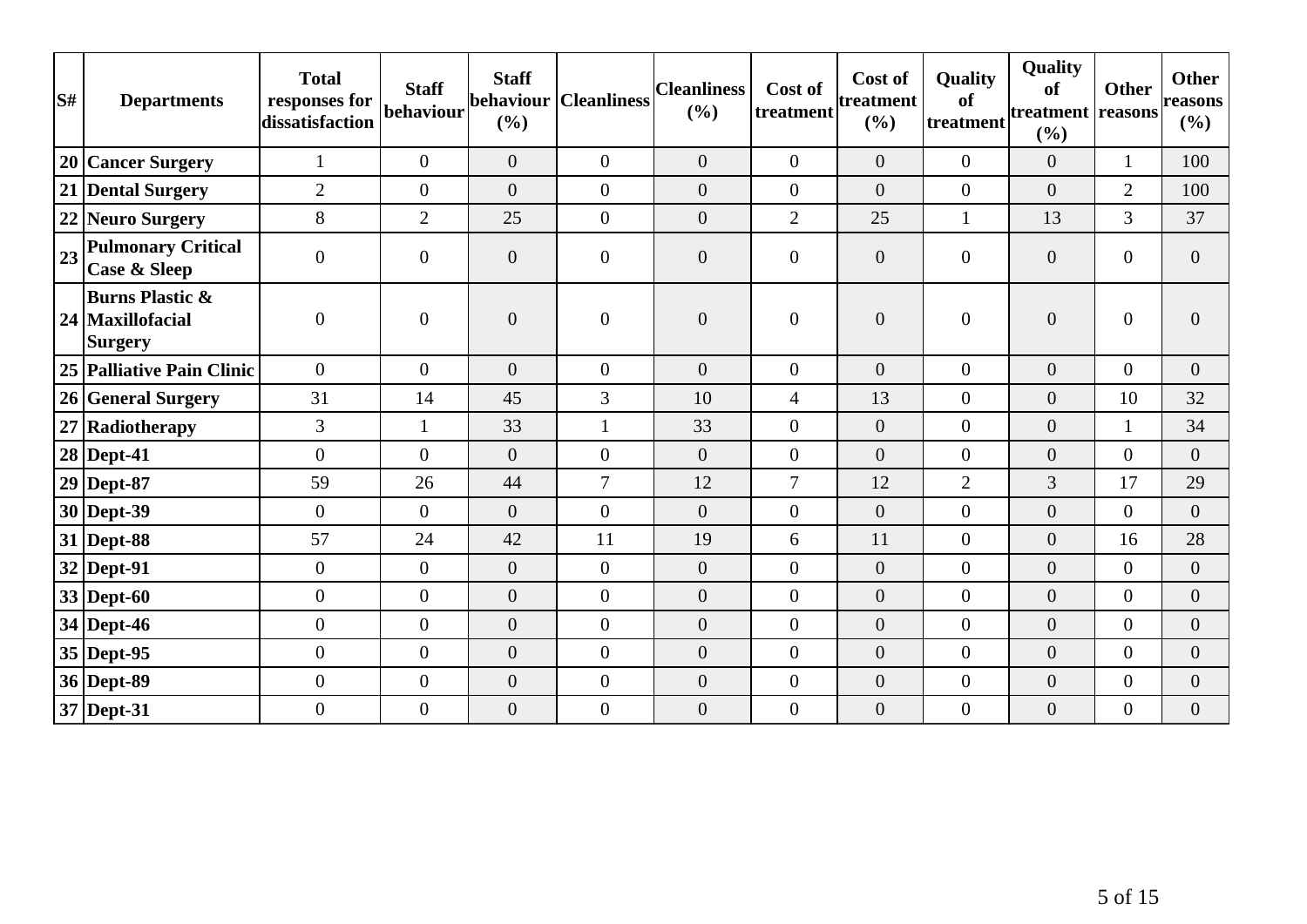| S# | Departments | Total responses for dissatisfaction | Staff behaviour | Staff behaviour (%) | Cleanliness | Cleanliness (%) | Cost of treatment | Cost of treatment (%) | Quality of treatment | Quality of treatment (%) | Other reasons | Other reasons (%) |
|---|---|---|---|---|---|---|---|---|---|---|---|---|
| 20 | **Cancer Surgery** | 1 | 0 | 0 | 0 | 0 | 0 | 0 | 0 | 0 | 1 | 100 |
| 21 | **Dental Surgery** | 2 | 0 | 0 | 0 | 0 | 0 | 0 | 0 | 0 | 2 | 100 |
| 22 | **Neuro Surgery** | 8 | 2 | 25 | 0 | 0 | 2 | 25 | 1 | 13 | 3 | 37 |
| 23 | **Pulmonary Critical Case & Sleep** | 0 | 0 | 0 | 0 | 0 | 0 | 0 | 0 | 0 | 0 | 0 |
| 24 | **Burns Plastic & Maxillofacial Surgery** | 0 | 0 | 0 | 0 | 0 | 0 | 0 | 0 | 0 | 0 | 0 |
| 25 | **Palliative Pain Clinic** | 0 | 0 | 0 | 0 | 0 | 0 | 0 | 0 | 0 | 0 | 0 |
| 26 | **General Surgery** | 31 | 14 | 45 | 3 | 10 | 4 | 13 | 0 | 0 | 10 | 32 |
| 27 | **Radiotherapy** | 3 | 1 | 33 | 1 | 33 | 0 | 0 | 0 | 0 | 1 | 34 |
| 28 | **Dept-41** | 0 | 0 | 0 | 0 | 0 | 0 | 0 | 0 | 0 | 0 | 0 |
| 29 | **Dept-87** | 59 | 26 | 44 | 7 | 12 | 7 | 12 | 2 | 3 | 17 | 29 |
| 30 | **Dept-39** | 0 | 0 | 0 | 0 | 0 | 0 | 0 | 0 | 0 | 0 | 0 |
| 31 | **Dept-88** | 57 | 24 | 42 | 11 | 19 | 6 | 11 | 0 | 0 | 16 | 28 |
| 32 | **Dept-91** | 0 | 0 | 0 | 0 | 0 | 0 | 0 | 0 | 0 | 0 | 0 |
| 33 | **Dept-60** | 0 | 0 | 0 | 0 | 0 | 0 | 0 | 0 | 0 | 0 | 0 |
| 34 | **Dept-46** | 0 | 0 | 0 | 0 | 0 | 0 | 0 | 0 | 0 | 0 | 0 |
| 35 | **Dept-95** | 0 | 0 | 0 | 0 | 0 | 0 | 0 | 0 | 0 | 0 | 0 |
| 36 | **Dept-89** | 0 | 0 | 0 | 0 | 0 | 0 | 0 | 0 | 0 | 0 | 0 |
| 37 | **Dept-31** | 0 | 0 | 0 | 0 | 0 | 0 | 0 | 0 | 0 | 0 | 0 |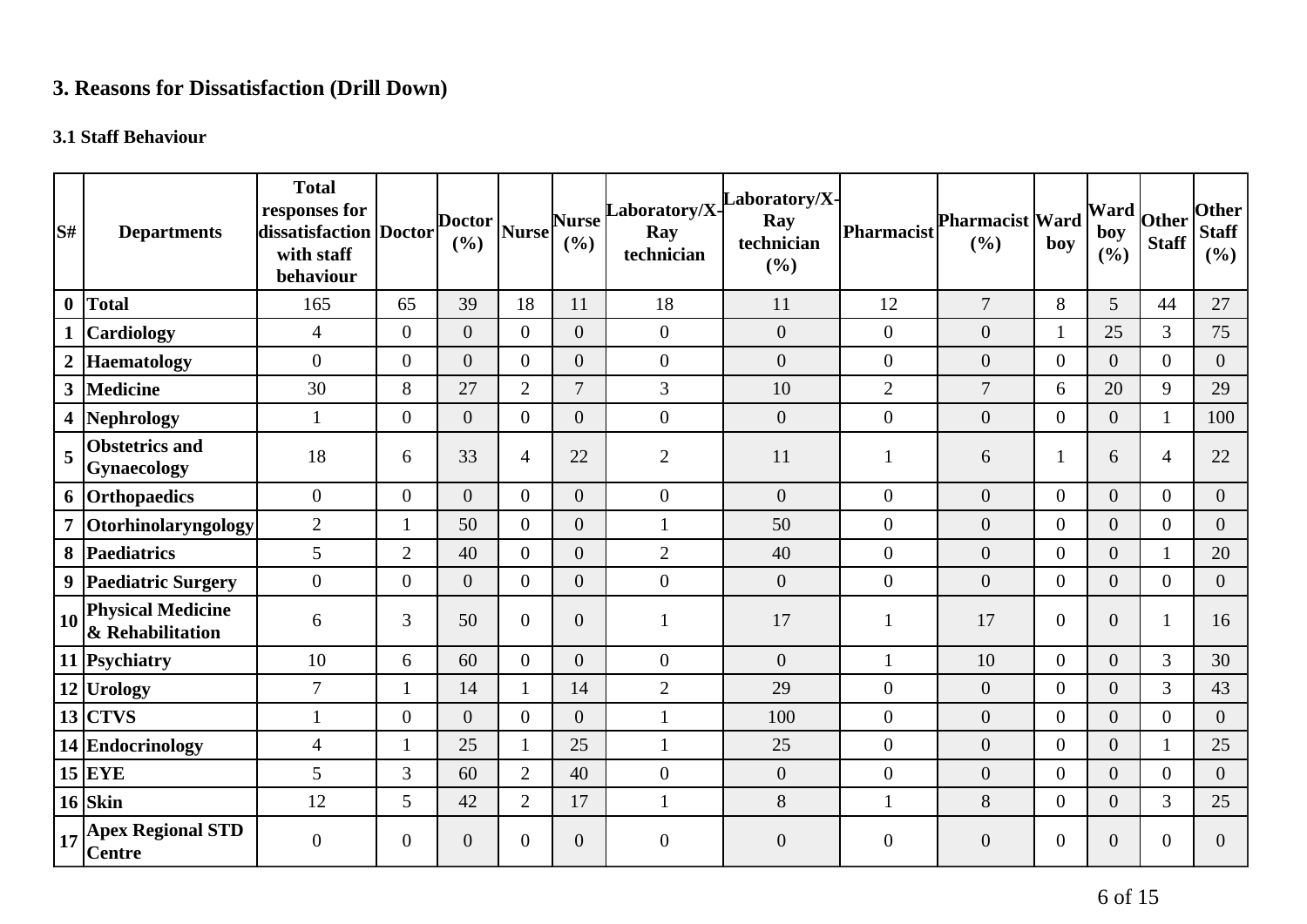## 3. Reasons for Dissatisfaction (Drill Down)

### 3.1 Staff Behaviour

| S# | Departments | Total responses for dissatisfaction with staff behaviour | Doctor | Doctor (%) | Nurse | Nurse (%) | Laboratory/X-Ray technician | Laboratory/X-Ray technician (%) | Pharmacist | Pharmacist (%) | Ward boy | Ward boy (%) | Other Staff | Other Staff (%) |
|---|---|---|---|---|---|---|---|---|---|---|---|---|---|---|
| 0 | Total | 165 | 65 | 39 | 18 | 11 | 18 | 11 | 12 | 7 | 8 | 5 | 44 | 27 |
| 1 | Cardiology | 4 | 0 | 0 | 0 | 0 | 0 | 0 | 0 | 0 | 1 | 25 | 3 | 75 |
| 2 | Haematology | 0 | 0 | 0 | 0 | 0 | 0 | 0 | 0 | 0 | 0 | 0 | 0 | 0 |
| 3 | Medicine | 30 | 8 | 27 | 2 | 7 | 3 | 10 | 2 | 7 | 6 | 20 | 9 | 29 |
| 4 | Nephrology | 1 | 0 | 0 | 0 | 0 | 0 | 0 | 0 | 0 | 0 | 0 | 1 | 100 |
| 5 | Obstetrics and Gynaecology | 18 | 6 | 33 | 4 | 22 | 2 | 11 | 1 | 6 | 1 | 6 | 4 | 22 |
| 6 | Orthopaedics | 0 | 0 | 0 | 0 | 0 | 0 | 0 | 0 | 0 | 0 | 0 | 0 | 0 |
| 7 | Otorhinolaryngology | 2 | 1 | 50 | 0 | 0 | 1 | 50 | 0 | 0 | 0 | 0 | 0 | 0 |
| 8 | Paediatrics | 5 | 2 | 40 | 0 | 0 | 2 | 40 | 0 | 0 | 0 | 0 | 1 | 20 |
| 9 | Paediatric Surgery | 0 | 0 | 0 | 0 | 0 | 0 | 0 | 0 | 0 | 0 | 0 | 0 | 0 |
| 10 | Physical Medicine & Rehabilitation | 6 | 3 | 50 | 0 | 0 | 1 | 17 | 1 | 17 | 0 | 0 | 1 | 16 |
| 11 | Psychiatry | 10 | 6 | 60 | 0 | 0 | 0 | 0 | 1 | 10 | 0 | 0 | 3 | 30 |
| 12 | Urology | 7 | 1 | 14 | 1 | 14 | 2 | 29 | 0 | 0 | 0 | 0 | 3 | 43 |
| 13 | CTVS | 1 | 0 | 0 | 0 | 0 | 1 | 100 | 0 | 0 | 0 | 0 | 0 | 0 |
| 14 | Endocrinology | 4 | 1 | 25 | 1 | 25 | 1 | 25 | 0 | 0 | 0 | 0 | 1 | 25 |
| 15 | EYE | 5 | 3 | 60 | 2 | 40 | 0 | 0 | 0 | 0 | 0 | 0 | 0 | 0 |
| 16 | Skin | 12 | 5 | 42 | 2 | 17 | 1 | 8 | 1 | 8 | 0 | 0 | 3 | 25 |
| 17 | Apex Regional STD Centre | 0 | 0 | 0 | 0 | 0 | 0 | 0 | 0 | 0 | 0 | 0 | 0 | 0 |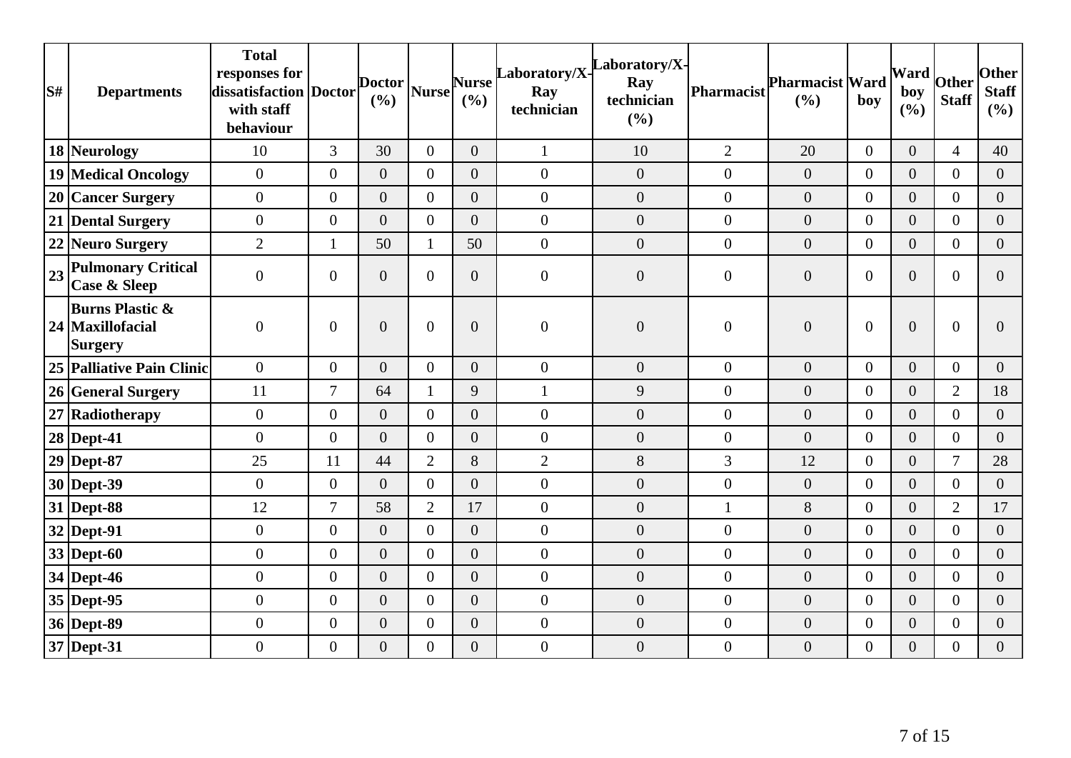| S# | Departments | Total responses for dissatisfaction with staff behaviour | Doctor | Doctor (%) | Nurse | Nurse (%) | Laboratory/X-Ray technician | Laboratory/X-Ray technician (%) | Pharmacist | Pharmacist (%) | Ward boy | Ward boy (%) | Other Staff | Other Staff (%) |
|---|---|---|---|---|---|---|---|---|---|---|---|---|---|---|
| 18 | Neurology | 10 | 3 | 30 | 0 | 0 | 1 | 10 | 2 | 20 | 0 | 0 | 4 | 40 |
| 19 | Medical Oncology | 0 | 0 | 0 | 0 | 0 | 0 | 0 | 0 | 0 | 0 | 0 | 0 | 0 |
| 20 | Cancer Surgery | 0 | 0 | 0 | 0 | 0 | 0 | 0 | 0 | 0 | 0 | 0 | 0 | 0 |
| 21 | Dental Surgery | 0 | 0 | 0 | 0 | 0 | 0 | 0 | 0 | 0 | 0 | 0 | 0 | 0 |
| 22 | Neuro Surgery | 2 | 1 | 50 | 1 | 50 | 0 | 0 | 0 | 0 | 0 | 0 | 0 | 0 |
| 23 | Pulmonary Critical Case & Sleep | 0 | 0 | 0 | 0 | 0 | 0 | 0 | 0 | 0 | 0 | 0 | 0 | 0 |
| 24 | Burns Plastic & Maxillofacial Surgery | 0 | 0 | 0 | 0 | 0 | 0 | 0 | 0 | 0 | 0 | 0 | 0 | 0 |
| 25 | Palliative Pain Clinic | 0 | 0 | 0 | 0 | 0 | 0 | 0 | 0 | 0 | 0 | 0 | 0 | 0 |
| 26 | General Surgery | 11 | 7 | 64 | 1 | 9 | 1 | 9 | 0 | 0 | 0 | 0 | 2 | 18 |
| 27 | Radiotherapy | 0 | 0 | 0 | 0 | 0 | 0 | 0 | 0 | 0 | 0 | 0 | 0 | 0 |
| 28 | Dept-41 | 0 | 0 | 0 | 0 | 0 | 0 | 0 | 0 | 0 | 0 | 0 | 0 | 0 |
| 29 | Dept-87 | 25 | 11 | 44 | 2 | 8 | 2 | 8 | 3 | 12 | 0 | 0 | 7 | 28 |
| 30 | Dept-39 | 0 | 0 | 0 | 0 | 0 | 0 | 0 | 0 | 0 | 0 | 0 | 0 | 0 |
| 31 | Dept-88 | 12 | 7 | 58 | 2 | 17 | 0 | 0 | 1 | 8 | 0 | 0 | 2 | 17 |
| 32 | Dept-91 | 0 | 0 | 0 | 0 | 0 | 0 | 0 | 0 | 0 | 0 | 0 | 0 | 0 |
| 33 | Dept-60 | 0 | 0 | 0 | 0 | 0 | 0 | 0 | 0 | 0 | 0 | 0 | 0 | 0 |
| 34 | Dept-46 | 0 | 0 | 0 | 0 | 0 | 0 | 0 | 0 | 0 | 0 | 0 | 0 | 0 |
| 35 | Dept-95 | 0 | 0 | 0 | 0 | 0 | 0 | 0 | 0 | 0 | 0 | 0 | 0 | 0 |
| 36 | Dept-89 | 0 | 0 | 0 | 0 | 0 | 0 | 0 | 0 | 0 | 0 | 0 | 0 | 0 |
| 37 | Dept-31 | 0 | 0 | 0 | 0 | 0 | 0 | 0 | 0 | 0 | 0 | 0 | 0 | 0 |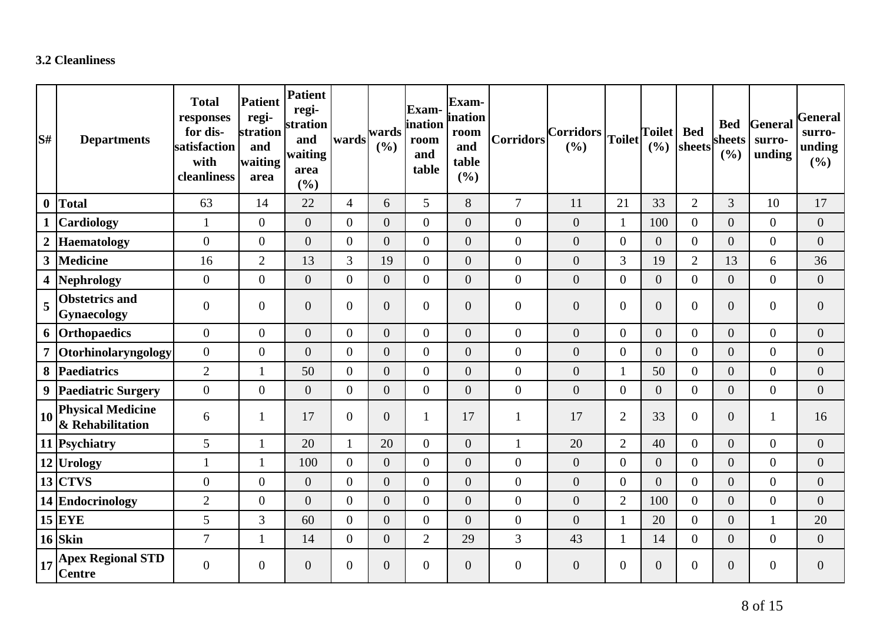### 3.2 Cleanliness

| S# | Departments | Total responses for dis-satisfaction with cleanliness | Patient regi-stration and waiting area | Patient regi-stration and waiting area (%) | wards | wards (%) | Exam-ination room and table | Exam-ination room and table (%) | Corridors | Corridors (%) | Toilet | Toilet (%) | Bed sheets | Bed sheets (%) | General surro-unding | General surro-unding (%) |
|---|---|---|---|---|---|---|---|---|---|---|---|---|---|---|---|---|
| 0 | Total | 63 | 14 | 22 | 4 | 6 | 5 | 8 | 7 | 11 | 21 | 33 | 2 | 3 | 10 | 17 |
| 1 | Cardiology | 1 | 0 | 0 | 0 | 0 | 0 | 0 | 0 | 0 | 1 | 100 | 0 | 0 | 0 | 0 |
| 2 | Haematology | 0 | 0 | 0 | 0 | 0 | 0 | 0 | 0 | 0 | 0 | 0 | 0 | 0 | 0 | 0 |
| 3 | Medicine | 16 | 2 | 13 | 3 | 19 | 0 | 0 | 0 | 0 | 3 | 19 | 2 | 13 | 6 | 36 |
| 4 | Nephrology | 0 | 0 | 0 | 0 | 0 | 0 | 0 | 0 | 0 | 0 | 0 | 0 | 0 | 0 | 0 |
| 5 | Obstetrics and Gynaecology | 0 | 0 | 0 | 0 | 0 | 0 | 0 | 0 | 0 | 0 | 0 | 0 | 0 | 0 | 0 |
| 6 | Orthopaedics | 0 | 0 | 0 | 0 | 0 | 0 | 0 | 0 | 0 | 0 | 0 | 0 | 0 | 0 | 0 |
| 7 | Otorhinolaryngology | 0 | 0 | 0 | 0 | 0 | 0 | 0 | 0 | 0 | 0 | 0 | 0 | 0 | 0 | 0 |
| 8 | Paediatrics | 2 | 1 | 50 | 0 | 0 | 0 | 0 | 0 | 0 | 1 | 50 | 0 | 0 | 0 | 0 |
| 9 | Paediatric Surgery | 0 | 0 | 0 | 0 | 0 | 0 | 0 | 0 | 0 | 0 | 0 | 0 | 0 | 0 | 0 |
| 10 | Physical Medicine & Rehabilitation | 6 | 1 | 17 | 0 | 0 | 1 | 17 | 1 | 17 | 2 | 33 | 0 | 0 | 1 | 16 |
| 11 | Psychiatry | 5 | 1 | 20 | 1 | 20 | 0 | 0 | 1 | 20 | 2 | 40 | 0 | 0 | 0 | 0 |
| 12 | Urology | 1 | 1 | 100 | 0 | 0 | 0 | 0 | 0 | 0 | 0 | 0 | 0 | 0 | 0 | 0 |
| 13 | CTVS | 0 | 0 | 0 | 0 | 0 | 0 | 0 | 0 | 0 | 0 | 0 | 0 | 0 | 0 | 0 |
| 14 | Endocrinology | 2 | 0 | 0 | 0 | 0 | 0 | 0 | 0 | 0 | 2 | 100 | 0 | 0 | 0 | 0 |
| 15 | EYE | 5 | 3 | 60 | 0 | 0 | 0 | 0 | 0 | 0 | 1 | 20 | 0 | 0 | 1 | 20 |
| 16 | Skin | 7 | 1 | 14 | 0 | 0 | 2 | 29 | 3 | 43 | 1 | 14 | 0 | 0 | 0 | 0 |
| 17 | Apex Regional STD Centre | 0 | 0 | 0 | 0 | 0 | 0 | 0 | 0 | 0 | 0 | 0 | 0 | 0 | 0 | 0 |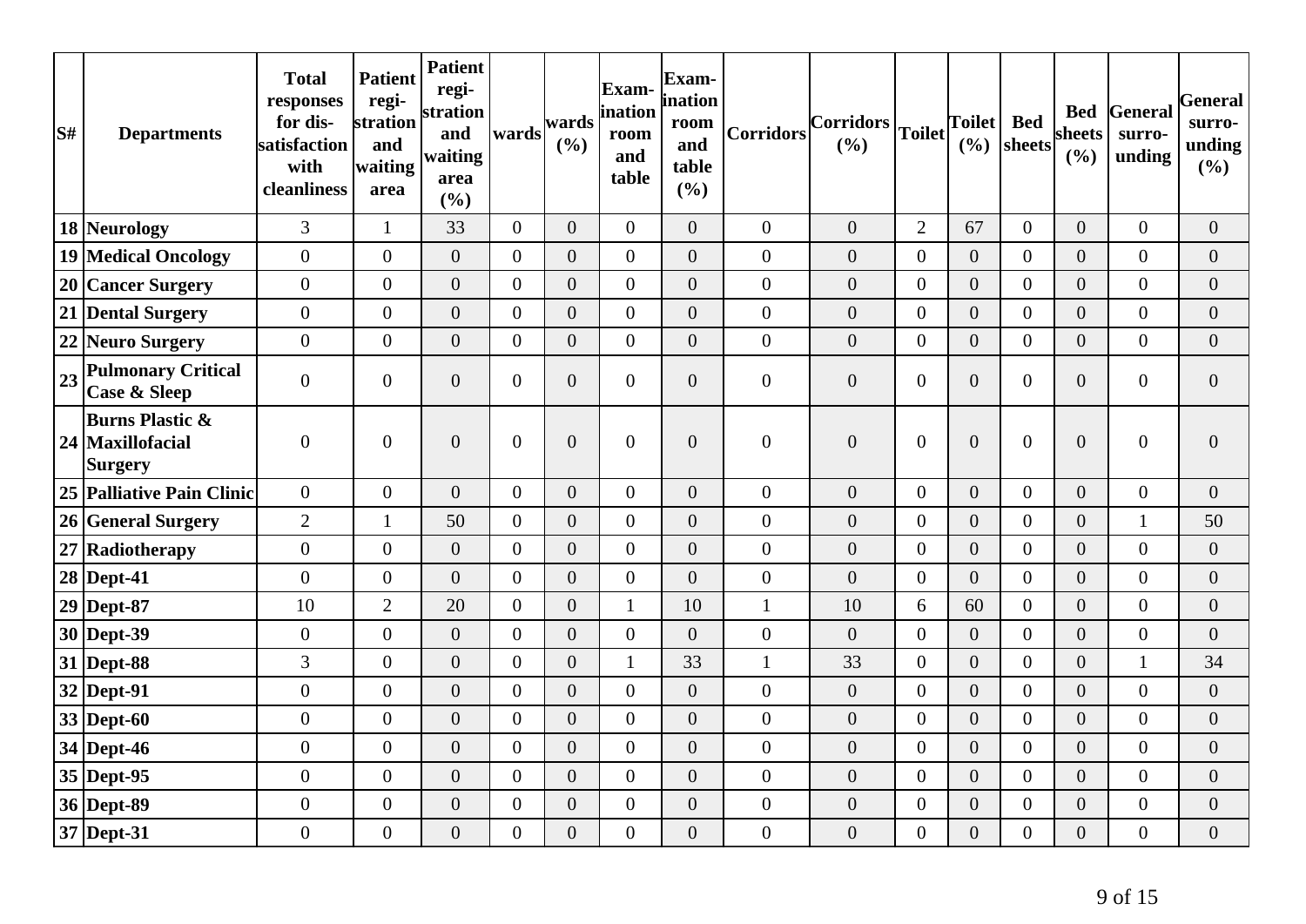| S# | Departments | Total responses for dis-satisfaction with cleanliness | Patient regi-stration and waiting area | Patient regi-stration and waiting area (%) | wards | wards (%) | Exam-ination room and table | Exam-ination room and table (%) | Corridors | Corridors (%) | Toilet | Toilet (%) | Bed sheets | Bed sheets (%) | General surro-unding | General surro-unding (%) |
|---|---|---|---|---|---|---|---|---|---|---|---|---|---|---|---|---|
| 18 | Neurology | 3 | 1 | 33 | 0 | 0 | 0 | 0 | 0 | 0 | 2 | 67 | 0 | 0 | 0 | 0 |
| 19 | Medical Oncology | 0 | 0 | 0 | 0 | 0 | 0 | 0 | 0 | 0 | 0 | 0 | 0 | 0 | 0 | 0 |
| 20 | Cancer Surgery | 0 | 0 | 0 | 0 | 0 | 0 | 0 | 0 | 0 | 0 | 0 | 0 | 0 | 0 | 0 |
| 21 | Dental Surgery | 0 | 0 | 0 | 0 | 0 | 0 | 0 | 0 | 0 | 0 | 0 | 0 | 0 | 0 | 0 |
| 22 | Neuro Surgery | 0 | 0 | 0 | 0 | 0 | 0 | 0 | 0 | 0 | 0 | 0 | 0 | 0 | 0 | 0 |
| 23 | Pulmonary Critical Case & Sleep | 0 | 0 | 0 | 0 | 0 | 0 | 0 | 0 | 0 | 0 | 0 | 0 | 0 | 0 | 0 |
| 24 | Burns Plastic & Maxillofacial Surgery | 0 | 0 | 0 | 0 | 0 | 0 | 0 | 0 | 0 | 0 | 0 | 0 | 0 | 0 | 0 |
| 25 | Palliative Pain Clinic | 0 | 0 | 0 | 0 | 0 | 0 | 0 | 0 | 0 | 0 | 0 | 0 | 0 | 0 | 0 |
| 26 | General Surgery | 2 | 1 | 50 | 0 | 0 | 0 | 0 | 0 | 0 | 0 | 0 | 0 | 0 | 1 | 50 |
| 27 | Radiotherapy | 0 | 0 | 0 | 0 | 0 | 0 | 0 | 0 | 0 | 0 | 0 | 0 | 0 | 0 | 0 |
| 28 | Dept-41 | 0 | 0 | 0 | 0 | 0 | 0 | 0 | 0 | 0 | 0 | 0 | 0 | 0 | 0 | 0 |
| 29 | Dept-87 | 10 | 2 | 20 | 0 | 0 | 1 | 10 | 1 | 10 | 6 | 60 | 0 | 0 | 0 | 0 |
| 30 | Dept-39 | 0 | 0 | 0 | 0 | 0 | 0 | 0 | 0 | 0 | 0 | 0 | 0 | 0 | 0 | 0 |
| 31 | Dept-88 | 3 | 0 | 0 | 0 | 0 | 1 | 33 | 1 | 33 | 0 | 0 | 0 | 0 | 1 | 34 |
| 32 | Dept-91 | 0 | 0 | 0 | 0 | 0 | 0 | 0 | 0 | 0 | 0 | 0 | 0 | 0 | 0 | 0 |
| 33 | Dept-60 | 0 | 0 | 0 | 0 | 0 | 0 | 0 | 0 | 0 | 0 | 0 | 0 | 0 | 0 | 0 |
| 34 | Dept-46 | 0 | 0 | 0 | 0 | 0 | 0 | 0 | 0 | 0 | 0 | 0 | 0 | 0 | 0 | 0 |
| 35 | Dept-95 | 0 | 0 | 0 | 0 | 0 | 0 | 0 | 0 | 0 | 0 | 0 | 0 | 0 | 0 | 0 |
| 36 | Dept-89 | 0 | 0 | 0 | 0 | 0 | 0 | 0 | 0 | 0 | 0 | 0 | 0 | 0 | 0 | 0 |
| 37 | Dept-31 | 0 | 0 | 0 | 0 | 0 | 0 | 0 | 0 | 0 | 0 | 0 | 0 | 0 | 0 | 0 |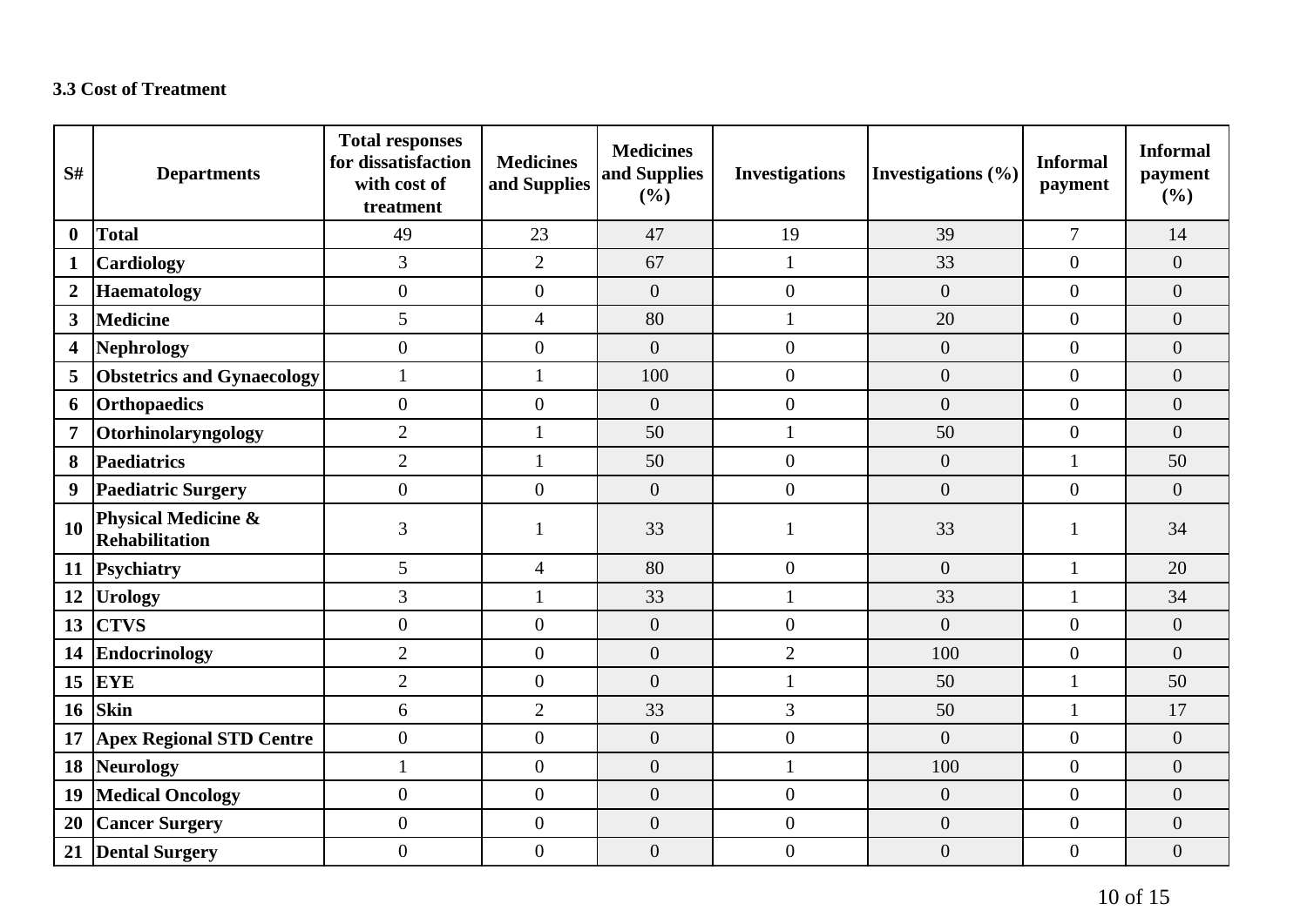### 3.3 Cost of Treatment

| S# | Departments | Total responses for dissatisfaction with cost of treatment | Medicines and Supplies | Medicines and Supplies (%) | Investigations | Investigations (%) | Informal payment | Informal payment (%) |
|---|---|---|---|---|---|---|---|---|
| 0 | Total | 49 | 23 | 47 | 19 | 39 | 7 | 14 |
| 1 | Cardiology | 3 | 2 | 67 | 1 | 33 | 0 | 0 |
| 2 | Haematology | 0 | 0 | 0 | 0 | 0 | 0 | 0 |
| 3 | Medicine | 5 | 4 | 80 | 1 | 20 | 0 | 0 |
| 4 | Nephrology | 0 | 0 | 0 | 0 | 0 | 0 | 0 |
| 5 | Obstetrics and Gynaecology | 1 | 1 | 100 | 0 | 0 | 0 | 0 |
| 6 | Orthopaedics | 0 | 0 | 0 | 0 | 0 | 0 | 0 |
| 7 | Otorhinolaryngology | 2 | 1 | 50 | 1 | 50 | 0 | 0 |
| 8 | Paediatrics | 2 | 1 | 50 | 0 | 0 | 1 | 50 |
| 9 | Paediatric Surgery | 0 | 0 | 0 | 0 | 0 | 0 | 0 |
| 10 | Physical Medicine & Rehabilitation | 3 | 1 | 33 | 1 | 33 | 1 | 34 |
| 11 | Psychiatry | 5 | 4 | 80 | 0 | 0 | 1 | 20 |
| 12 | Urology | 3 | 1 | 33 | 1 | 33 | 1 | 34 |
| 13 | CTVS | 0 | 0 | 0 | 0 | 0 | 0 | 0 |
| 14 | Endocrinology | 2 | 0 | 0 | 2 | 100 | 0 | 0 |
| 15 | EYE | 2 | 0 | 0 | 1 | 50 | 1 | 50 |
| 16 | Skin | 6 | 2 | 33 | 3 | 50 | 1 | 17 |
| 17 | Apex Regional STD Centre | 0 | 0 | 0 | 0 | 0 | 0 | 0 |
| 18 | Neurology | 1 | 0 | 0 | 1 | 100 | 0 | 0 |
| 19 | Medical Oncology | 0 | 0 | 0 | 0 | 0 | 0 | 0 |
| 20 | Cancer Surgery | 0 | 0 | 0 | 0 | 0 | 0 | 0 |
| 21 | Dental Surgery | 0 | 0 | 0 | 0 | 0 | 0 | 0 |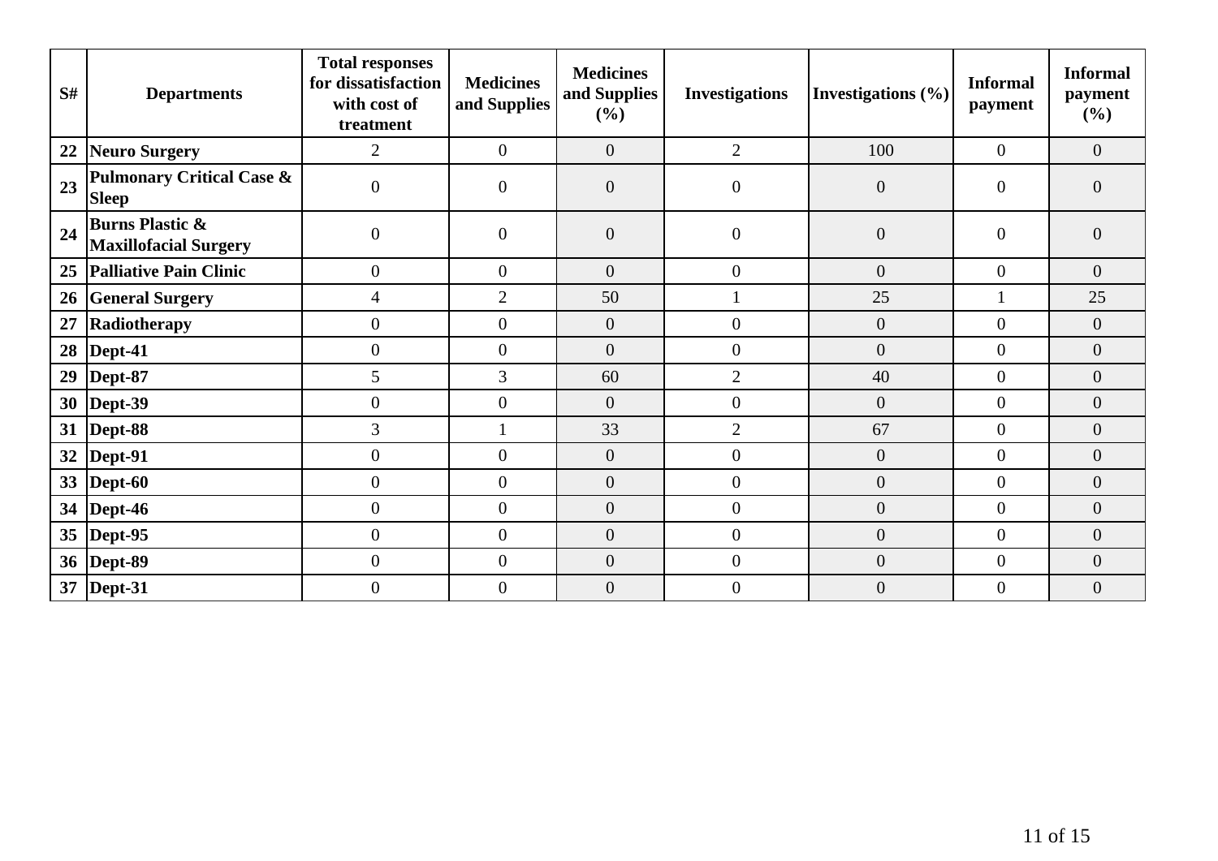| S# | Departments | Total responses for dissatisfaction with cost of treatment | Medicines and Supplies | Medicines and Supplies (%) | Investigations | Investigations (%) | Informal payment | Informal payment (%) |
|---|---|---|---|---|---|---|---|---|
| 22 | **Neuro Surgery** | 2 | 0 | 0 | 2 | 100 | 0 | 0 |
| 23 | **Pulmonary Critical Case & Sleep** | 0 | 0 | 0 | 0 | 0 | 0 | 0 |
| 24 | **Burns Plastic & Maxillofacial Surgery** | 0 | 0 | 0 | 0 | 0 | 0 | 0 |
| 25 | **Palliative Pain Clinic** | 0 | 0 | 0 | 0 | 0 | 0 | 0 |
| 26 | **General Surgery** | 4 | 2 | 50 | 1 | 25 | 1 | 25 |
| 27 | **Radiotherapy** | 0 | 0 | 0 | 0 | 0 | 0 | 0 |
| 28 | **Dept-41** | 0 | 0 | 0 | 0 | 0 | 0 | 0 |
| 29 | **Dept-87** | 5 | 3 | 60 | 2 | 40 | 0 | 0 |
| 30 | **Dept-39** | 0 | 0 | 0 | 0 | 0 | 0 | 0 |
| 31 | **Dept-88** | 3 | 1 | 33 | 2 | 67 | 0 | 0 |
| 32 | **Dept-91** | 0 | 0 | 0 | 0 | 0 | 0 | 0 |
| 33 | **Dept-60** | 0 | 0 | 0 | 0 | 0 | 0 | 0 |
| 34 | **Dept-46** | 0 | 0 | 0 | 0 | 0 | 0 | 0 |
| 35 | **Dept-95** | 0 | 0 | 0 | 0 | 0 | 0 | 0 |
| 36 | **Dept-89** | 0 | 0 | 0 | 0 | 0 | 0 | 0 |
| 37 | **Dept-31** | 0 | 0 | 0 | 0 | 0 | 0 | 0 |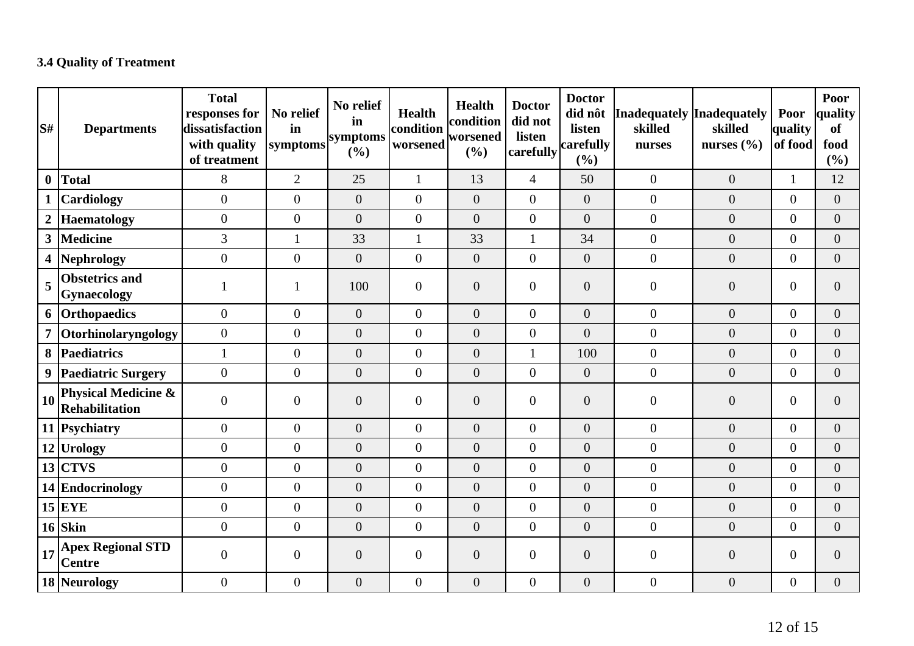### 3.4 Quality of Treatment

| S# | Departments | Total responses for dissatisfaction with quality of treatment | No relief in symptoms | No relief in symptoms (%) | Health condition worsened | Health condition worsened (%) | Doctor did not listen carefully | Doctor did nôt listen carefully (%) | Inadequately skilled nurses | Inadequately skilled nurses (%) | Poor quality of food | Poor quality of food (%) |
|---|---|---|---|---|---|---|---|---|---|---|---|---|
| 0 | Total | 8 | 2 | 25 | 1 | 13 | 4 | 50 | 0 | 0 | 1 | 12 |
| 1 | Cardiology | 0 | 0 | 0 | 0 | 0 | 0 | 0 | 0 | 0 | 0 | 0 |
| 2 | Haematology | 0 | 0 | 0 | 0 | 0 | 0 | 0 | 0 | 0 | 0 | 0 |
| 3 | Medicine | 3 | 1 | 33 | 1 | 33 | 1 | 34 | 0 | 0 | 0 | 0 |
| 4 | Nephrology | 0 | 0 | 0 | 0 | 0 | 0 | 0 | 0 | 0 | 0 | 0 |
| 5 | Obstetrics and Gynaecology | 1 | 1 | 100 | 0 | 0 | 0 | 0 | 0 | 0 | 0 | 0 |
| 6 | Orthopaedics | 0 | 0 | 0 | 0 | 0 | 0 | 0 | 0 | 0 | 0 | 0 |
| 7 | Otorhinolaryngology | 0 | 0 | 0 | 0 | 0 | 0 | 0 | 0 | 0 | 0 | 0 |
| 8 | Paediatrics | 1 | 0 | 0 | 0 | 0 | 1 | 100 | 0 | 0 | 0 | 0 |
| 9 | Paediatric Surgery | 0 | 0 | 0 | 0 | 0 | 0 | 0 | 0 | 0 | 0 | 0 |
| 10 | Physical Medicine & Rehabilitation | 0 | 0 | 0 | 0 | 0 | 0 | 0 | 0 | 0 | 0 | 0 |
| 11 | Psychiatry | 0 | 0 | 0 | 0 | 0 | 0 | 0 | 0 | 0 | 0 | 0 |
| 12 | Urology | 0 | 0 | 0 | 0 | 0 | 0 | 0 | 0 | 0 | 0 | 0 |
| 13 | CTVS | 0 | 0 | 0 | 0 | 0 | 0 | 0 | 0 | 0 | 0 | 0 |
| 14 | Endocrinology | 0 | 0 | 0 | 0 | 0 | 0 | 0 | 0 | 0 | 0 | 0 |
| 15 | EYE | 0 | 0 | 0 | 0 | 0 | 0 | 0 | 0 | 0 | 0 | 0 |
| 16 | Skin | 0 | 0 | 0 | 0 | 0 | 0 | 0 | 0 | 0 | 0 | 0 |
| 17 | Apex Regional STD Centre | 0 | 0 | 0 | 0 | 0 | 0 | 0 | 0 | 0 | 0 | 0 |
| 18 | Neurology | 0 | 0 | 0 | 0 | 0 | 0 | 0 | 0 | 0 | 0 | 0 |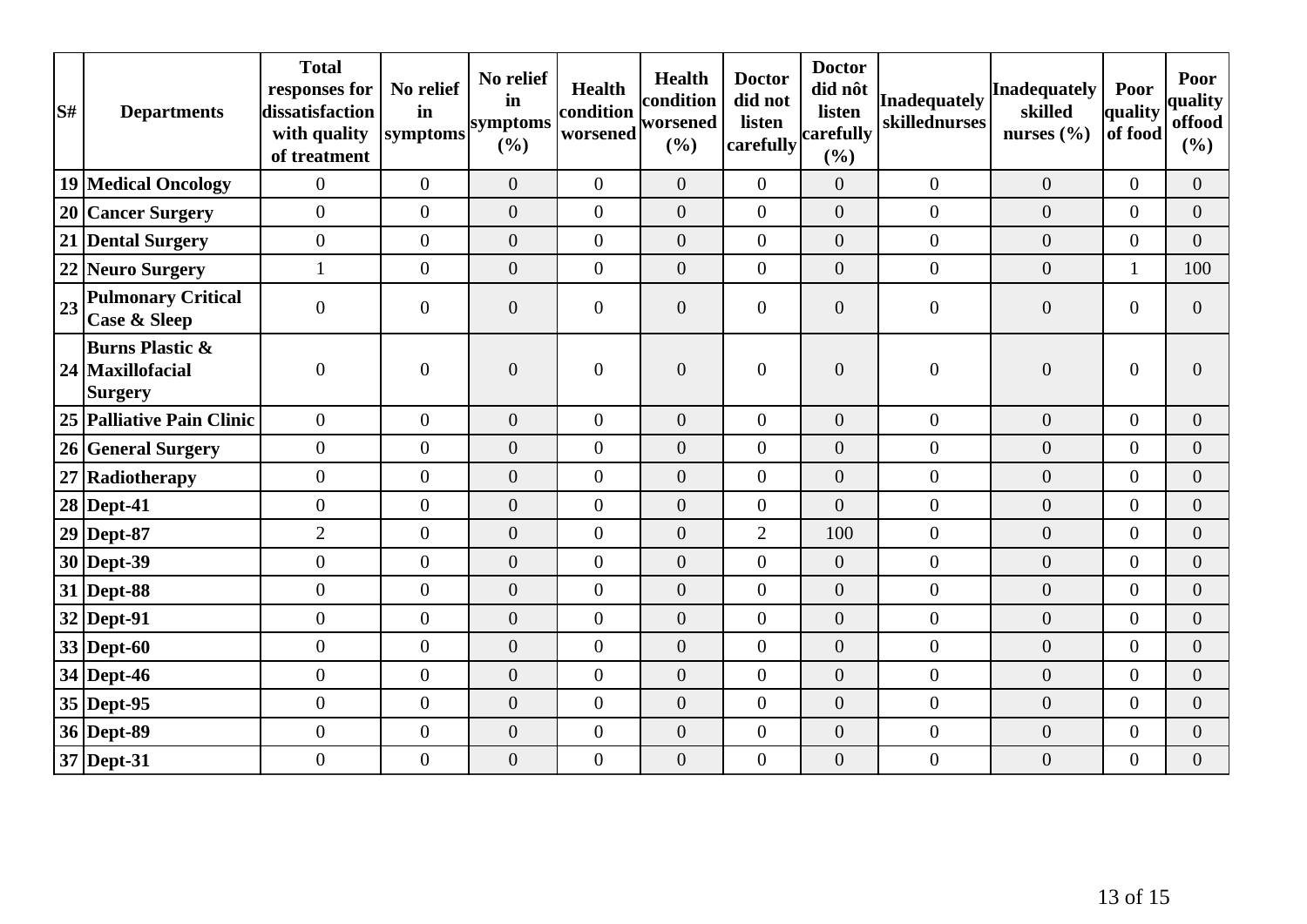| S# | Departments | Total responses for dissatisfaction with quality of treatment | No relief in symptoms | No relief in symptoms (%) | Health condition worsened | Health condition worsened (%) | Doctor did not listen carefully | Doctor did nôt listen carefully (%) | Inadequately skillednurses | Inadequately skilled nurses (%) | Poor quality of food | Poor quality offood (%) |
|---|---|---|---|---|---|---|---|---|---|---|---|---|
| 19 | Medical Oncology | 0 | 0 | 0 | 0 | 0 | 0 | 0 | 0 | 0 | 0 | 0 |
| 20 | Cancer Surgery | 0 | 0 | 0 | 0 | 0 | 0 | 0 | 0 | 0 | 0 | 0 |
| 21 | Dental Surgery | 0 | 0 | 0 | 0 | 0 | 0 | 0 | 0 | 0 | 0 | 0 |
| 22 | Neuro Surgery | 1 | 0 | 0 | 0 | 0 | 0 | 0 | 0 | 0 | 1 | 100 |
| 23 | Pulmonary Critical Case & Sleep | 0 | 0 | 0 | 0 | 0 | 0 | 0 | 0 | 0 | 0 | 0 |
| 24 | Burns Plastic & Maxillofacial Surgery | 0 | 0 | 0 | 0 | 0 | 0 | 0 | 0 | 0 | 0 | 0 |
| 25 | Palliative Pain Clinic | 0 | 0 | 0 | 0 | 0 | 0 | 0 | 0 | 0 | 0 | 0 |
| 26 | General Surgery | 0 | 0 | 0 | 0 | 0 | 0 | 0 | 0 | 0 | 0 | 0 |
| 27 | Radiotherapy | 0 | 0 | 0 | 0 | 0 | 0 | 0 | 0 | 0 | 0 | 0 |
| 28 | Dept-41 | 0 | 0 | 0 | 0 | 0 | 0 | 0 | 0 | 0 | 0 | 0 |
| 29 | Dept-87 | 2 | 0 | 0 | 0 | 0 | 2 | 100 | 0 | 0 | 0 | 0 |
| 30 | Dept-39 | 0 | 0 | 0 | 0 | 0 | 0 | 0 | 0 | 0 | 0 | 0 |
| 31 | Dept-88 | 0 | 0 | 0 | 0 | 0 | 0 | 0 | 0 | 0 | 0 | 0 |
| 32 | Dept-91 | 0 | 0 | 0 | 0 | 0 | 0 | 0 | 0 | 0 | 0 | 0 |
| 33 | Dept-60 | 0 | 0 | 0 | 0 | 0 | 0 | 0 | 0 | 0 | 0 | 0 |
| 34 | Dept-46 | 0 | 0 | 0 | 0 | 0 | 0 | 0 | 0 | 0 | 0 | 0 |
| 35 | Dept-95 | 0 | 0 | 0 | 0 | 0 | 0 | 0 | 0 | 0 | 0 | 0 |
| 36 | Dept-89 | 0 | 0 | 0 | 0 | 0 | 0 | 0 | 0 | 0 | 0 | 0 |
| 37 | Dept-31 | 0 | 0 | 0 | 0 | 0 | 0 | 0 | 0 | 0 | 0 | 0 |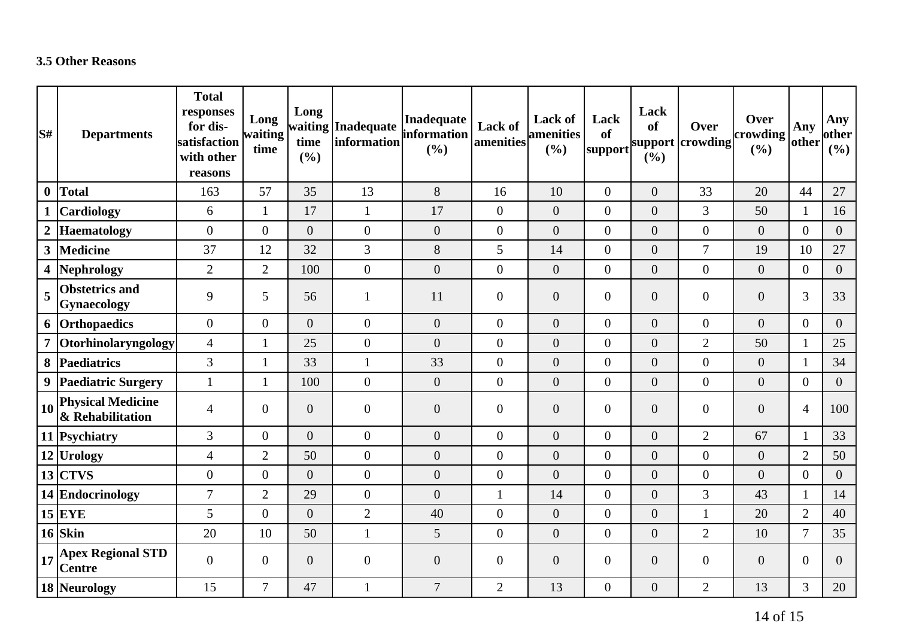### 3.5 Other Reasons

| S# | Departments | Total responses for dis-satisfaction with other reasons | Long waiting time | Long waiting time (%) | Inadequate information | Inadequate information (%) | Lack of amenities | Lack of amenities (%) | Lack of support | Lack of support (%) | Over crowding | Over crowding (%) | Any other | Any other (%) |
|---|---|---|---|---|---|---|---|---|---|---|---|---|---|---|
| 0 | Total | 163 | 57 | 35 | 13 | 8 | 16 | 10 | 0 | 0 | 33 | 20 | 44 | 27 |
| 1 | Cardiology | 6 | 1 | 17 | 1 | 17 | 0 | 0 | 0 | 0 | 3 | 50 | 1 | 16 |
| 2 | Haematology | 0 | 0 | 0 | 0 | 0 | 0 | 0 | 0 | 0 | 0 | 0 | 0 | 0 |
| 3 | Medicine | 37 | 12 | 32 | 3 | 8 | 5 | 14 | 0 | 0 | 7 | 19 | 10 | 27 |
| 4 | Nephrology | 2 | 2 | 100 | 0 | 0 | 0 | 0 | 0 | 0 | 0 | 0 | 0 | 0 |
| 5 | Obstetrics and Gynaecology | 9 | 5 | 56 | 1 | 11 | 0 | 0 | 0 | 0 | 0 | 0 | 3 | 33 |
| 6 | Orthopaedics | 0 | 0 | 0 | 0 | 0 | 0 | 0 | 0 | 0 | 0 | 0 | 0 | 0 |
| 7 | Otorhinolaryngology | 4 | 1 | 25 | 0 | 0 | 0 | 0 | 0 | 0 | 2 | 50 | 1 | 25 |
| 8 | Paediatrics | 3 | 1 | 33 | 1 | 33 | 0 | 0 | 0 | 0 | 0 | 0 | 1 | 34 |
| 9 | Paediatric Surgery | 1 | 1 | 100 | 0 | 0 | 0 | 0 | 0 | 0 | 0 | 0 | 0 | 0 |
| 10 | Physical Medicine & Rehabilitation | 4 | 0 | 0 | 0 | 0 | 0 | 0 | 0 | 0 | 0 | 0 | 4 | 100 |
| 11 | Psychiatry | 3 | 0 | 0 | 0 | 0 | 0 | 0 | 0 | 0 | 2 | 67 | 1 | 33 |
| 12 | Urology | 4 | 2 | 50 | 0 | 0 | 0 | 0 | 0 | 0 | 0 | 0 | 2 | 50 |
| 13 | CTVS | 0 | 0 | 0 | 0 | 0 | 0 | 0 | 0 | 0 | 0 | 0 | 0 | 0 |
| 14 | Endocrinology | 7 | 2 | 29 | 0 | 0 | 1 | 14 | 0 | 0 | 3 | 43 | 1 | 14 |
| 15 | EYE | 5 | 0 | 0 | 2 | 40 | 0 | 0 | 0 | 0 | 1 | 20 | 2 | 40 |
| 16 | Skin | 20 | 10 | 50 | 1 | 5 | 0 | 0 | 0 | 0 | 2 | 10 | 7 | 35 |
| 17 | Apex Regional STD Centre | 0 | 0 | 0 | 0 | 0 | 0 | 0 | 0 | 0 | 0 | 0 | 0 | 0 |
| 18 | Neurology | 15 | 7 | 47 | 1 | 7 | 2 | 13 | 0 | 0 | 2 | 13 | 3 | 20 |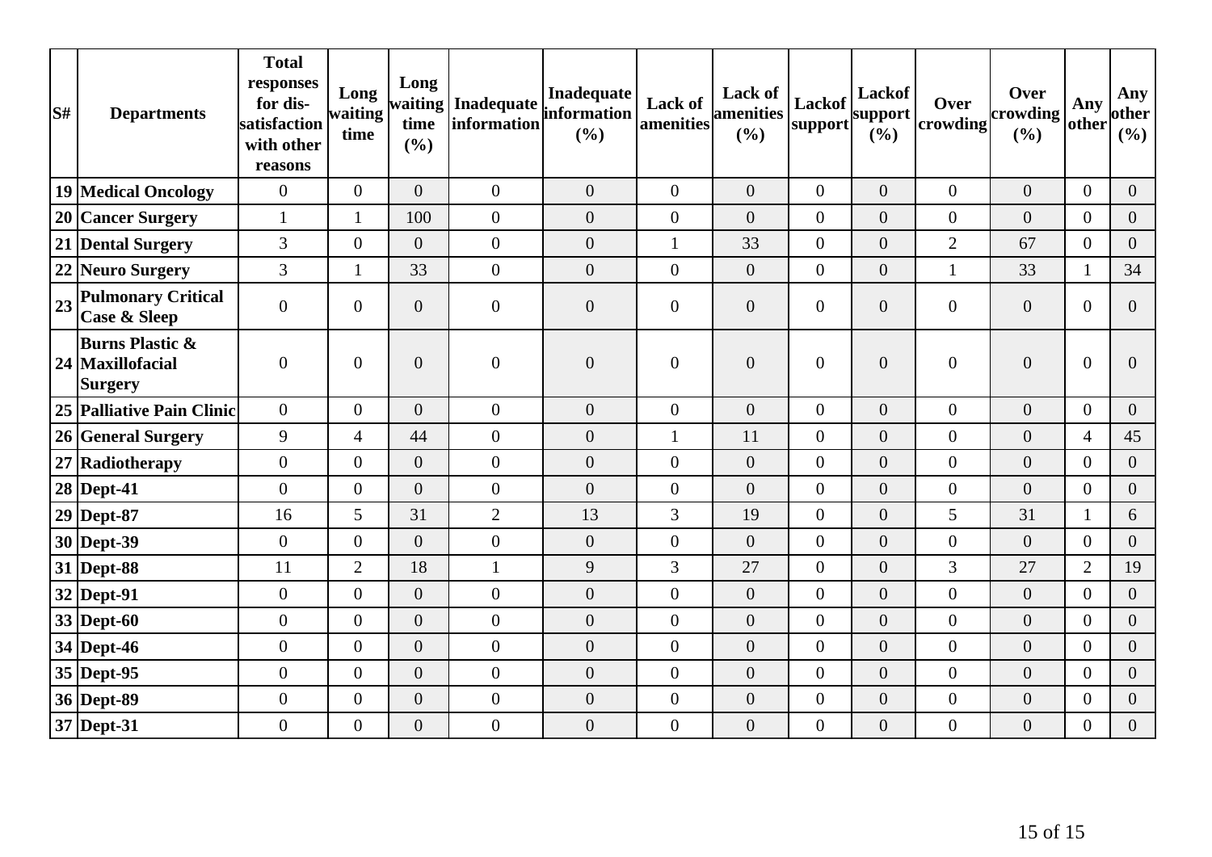| S# | Departments | Total responses for dis-satisfaction with other reasons | Long waiting time | Long waiting time (%) | Inadequate information | Inadequate information (%) | Lack of amenities | Lack of amenities (%) | Lackof support | Lackof support (%) | Over crowding | Over crowding (%) | Any other | Any other (%) |
|---|---|---|---|---|---|---|---|---|---|---|---|---|---|---|
| 19 | Medical Oncology | 0 | 0 | 0 | 0 | 0 | 0 | 0 | 0 | 0 | 0 | 0 | 0 | 0 |
| 20 | Cancer Surgery | 1 | 1 | 100 | 0 | 0 | 0 | 0 | 0 | 0 | 0 | 0 | 0 | 0 |
| 21 | Dental Surgery | 3 | 0 | 0 | 0 | 0 | 1 | 33 | 0 | 0 | 2 | 67 | 0 | 0 |
| 22 | Neuro Surgery | 3 | 1 | 33 | 0 | 0 | 0 | 0 | 0 | 0 | 1 | 33 | 1 | 34 |
| 23 | Pulmonary Critical Case & Sleep | 0 | 0 | 0 | 0 | 0 | 0 | 0 | 0 | 0 | 0 | 0 | 0 | 0 |
| 24 | Burns Plastic & Maxillofacial Surgery | 0 | 0 | 0 | 0 | 0 | 0 | 0 | 0 | 0 | 0 | 0 | 0 | 0 |
| 25 | Palliative Pain Clinic | 0 | 0 | 0 | 0 | 0 | 0 | 0 | 0 | 0 | 0 | 0 | 0 | 0 |
| 26 | General Surgery | 9 | 4 | 44 | 0 | 0 | 1 | 11 | 0 | 0 | 0 | 0 | 4 | 45 |
| 27 | Radiotherapy | 0 | 0 | 0 | 0 | 0 | 0 | 0 | 0 | 0 | 0 | 0 | 0 | 0 |
| 28 | Dept-41 | 0 | 0 | 0 | 0 | 0 | 0 | 0 | 0 | 0 | 0 | 0 | 0 | 0 |
| 29 | Dept-87 | 16 | 5 | 31 | 2 | 13 | 3 | 19 | 0 | 0 | 5 | 31 | 1 | 6 |
| 30 | Dept-39 | 0 | 0 | 0 | 0 | 0 | 0 | 0 | 0 | 0 | 0 | 0 | 0 | 0 |
| 31 | Dept-88 | 11 | 2 | 18 | 1 | 9 | 3 | 27 | 0 | 0 | 3 | 27 | 2 | 19 |
| 32 | Dept-91 | 0 | 0 | 0 | 0 | 0 | 0 | 0 | 0 | 0 | 0 | 0 | 0 | 0 |
| 33 | Dept-60 | 0 | 0 | 0 | 0 | 0 | 0 | 0 | 0 | 0 | 0 | 0 | 0 | 0 |
| 34 | Dept-46 | 0 | 0 | 0 | 0 | 0 | 0 | 0 | 0 | 0 | 0 | 0 | 0 | 0 |
| 35 | Dept-95 | 0 | 0 | 0 | 0 | 0 | 0 | 0 | 0 | 0 | 0 | 0 | 0 | 0 |
| 36 | Dept-89 | 0 | 0 | 0 | 0 | 0 | 0 | 0 | 0 | 0 | 0 | 0 | 0 | 0 |
| 37 | Dept-31 | 0 | 0 | 0 | 0 | 0 | 0 | 0 | 0 | 0 | 0 | 0 | 0 | 0 |